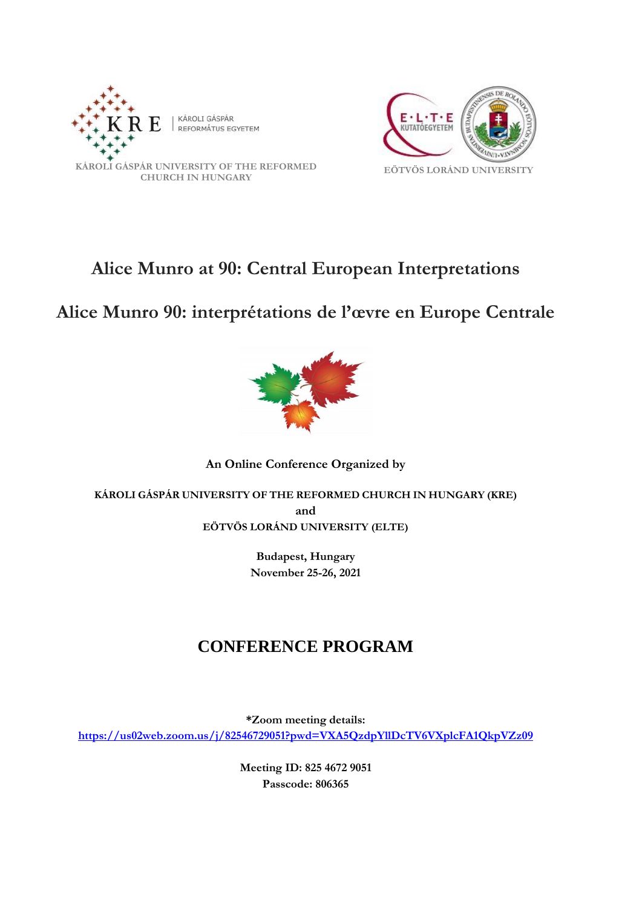KÁROLI GÁSPÁR REFORMÁTUS EGYETEM

KÁROLI GÁSPÁR UNIVERSITY OF THE REFORMED CHURCH IN HUNGARY

E·L·T·E KUTATÓEGYETEM

EÖTVÖS LORÁND UNIVERSITY

# Alice Munro at 90: Central European Interpretations

# Alice Munro 90: interprétations de l'œvre en Europe Centrale

**An Online Conference Organized by**

**KÁROLI GÁSPÁR UNIVERSITY OF THE REFORMED CHURCH IN HUNGARY (KRE)**
**and**
**EÖTVÖS LORÁND UNIVERSITY (ELTE)**

**Budapest, Hungary**
**November 25-26, 2021**

## CONFERENCE PROGRAM

***Zoom meeting details:**
[https://us02web.zoom.us/j/82546729051?pwd=VXA5QzdpYllDcTV6VXplcFA1QkpVZz09](https://us02web.zoom.us/j/82546729051?pwd=VXA5QzdpYllDcTV6VXplcFA1QkpVZz09)

**Meeting ID: 825 4672 9051**
**Passcode: 806365**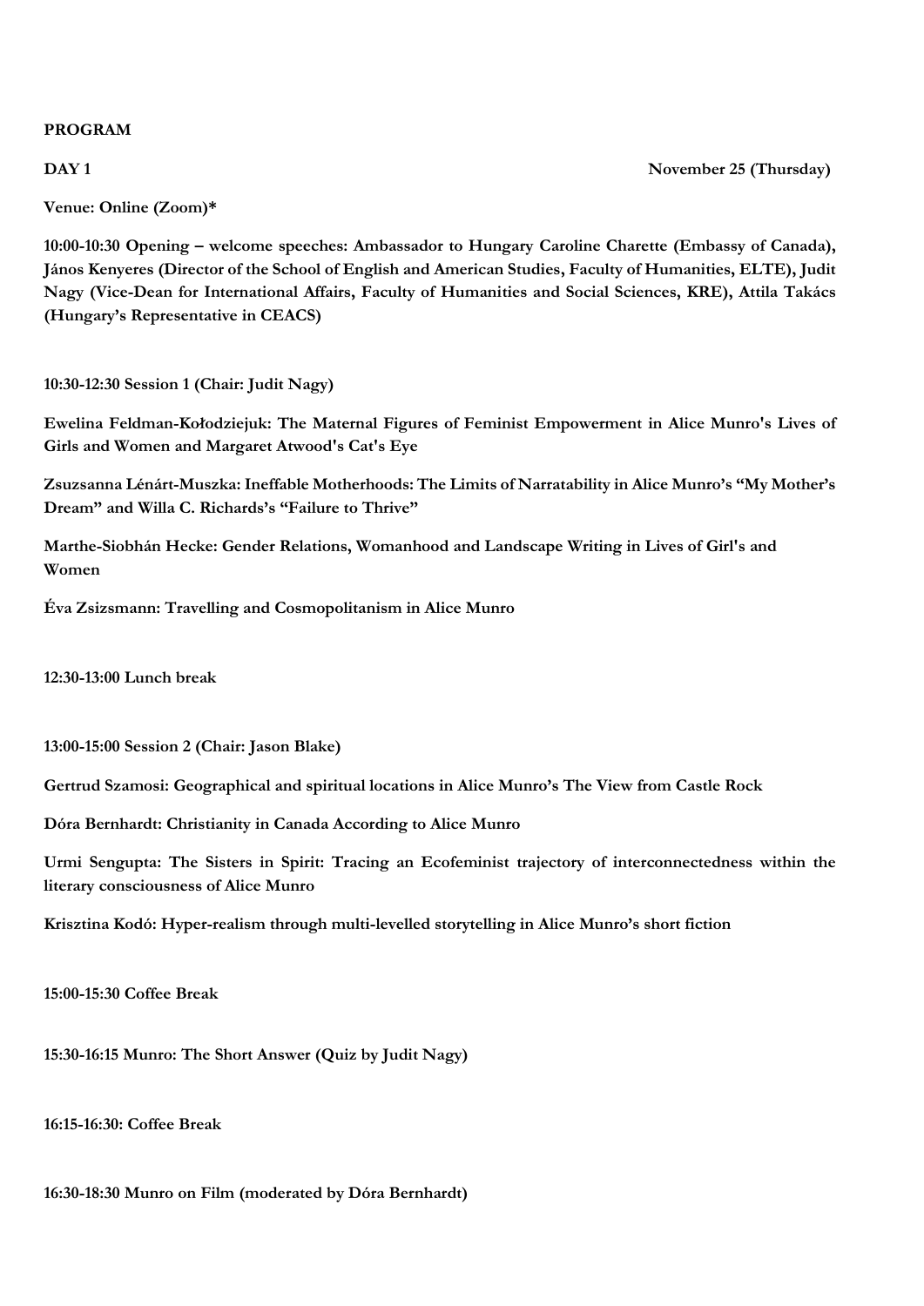**PROGRAM**

**DAY 1** **November 25 (Thursday)**

**Venue: Online (Zoom)***

**10:00-10:30 Opening – welcome speeches: Ambassador to Hungary Caroline Charette (Embassy of Canada), János Kenyeres (Director of the School of English and American Studies, Faculty of Humanities, ELTE), Judit Nagy (Vice-Dean for International Affairs, Faculty of Humanities and Social Sciences, KRE), Attila Takács (Hungary's Representative in CEACS)**

**10:30-12:30 Session 1 (Chair: Judit Nagy)**

**Ewelina Feldman-Kołodziejuk: The Maternal Figures of Feminist Empowerment in Alice Munro's Lives of Girls and Women and Margaret Atwood's Cat's Eye**

**Zsuzsanna Lénárt-Muszka: Ineffable Motherhoods: The Limits of Narratability in Alice Munro's "My Mother's Dream" and Willa C. Richards's "Failure to Thrive"**

**Marthe-Siobhán Hecke: Gender Relations, Womanhood and Landscape Writing in Lives of Girl's and Women**

**Éva Zsizsmann: Travelling and Cosmopolitanism in Alice Munro**

**12:30-13:00 Lunch break**

**13:00-15:00 Session 2 (Chair: Jason Blake)**

**Gertrud Szamosi: Geographical and spiritual locations in Alice Munro's The View from Castle Rock**

**Dóra Bernhardt: Christianity in Canada According to Alice Munro**

**Urmi Sengupta: The Sisters in Spirit: Tracing an Ecofeminist trajectory of interconnectedness within the literary consciousness of Alice Munro**

**Krisztina Kodó: Hyper-realism through multi-levelled storytelling in Alice Munro's short fiction**

**15:00-15:30 Coffee Break**

**15:30-16:15 Munro: The Short Answer (Quiz by Judit Nagy)**

**16:15-16:30: Coffee Break**

**16:30-18:30 Munro on Film (moderated by Dóra Bernhardt)**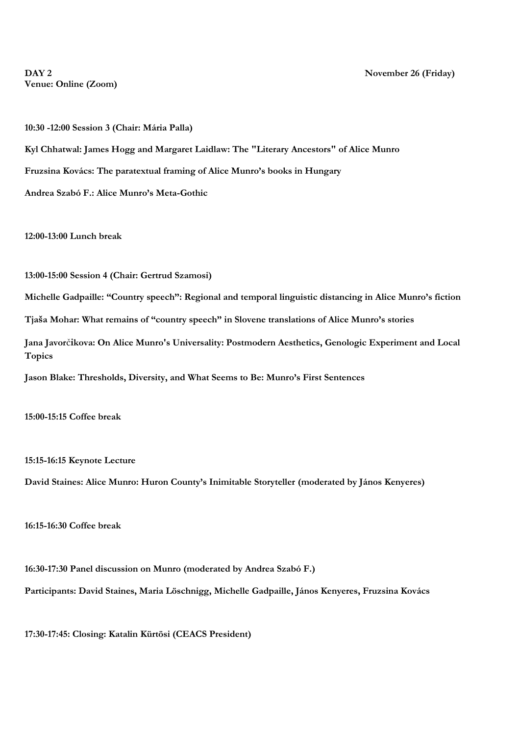**DAY 2** **November 26 (Friday)**

**Venue: Online (Zoom)**

**10:30 -12:00 Session 3 (Chair: Mária Palla)**

**Kyl Chhatwal: James Hogg and Margaret Laidlaw: The "Literary Ancestors" of Alice Munro**

**Fruzsina Kovács: The paratextual framing of Alice Munro's books in Hungary**

**Andrea Szabó F.: Alice Munro's Meta-Gothic**

**12:00-13:00 Lunch break**

**13:00-15:00 Session 4 (Chair: Gertrud Szamosi)**

**Michelle Gadpaille: "Country speech": Regional and temporal linguistic distancing in Alice Munro's fiction**

**Tjaša Mohar: What remains of "country speech" in Slovene translations of Alice Munro's stories**

**Jana Javorčikova: On Alice Munro's Universality: Postmodern Aesthetics, Genologic Experiment and Local Topics**

**Jason Blake: Thresholds, Diversity, and What Seems to Be: Munro's First Sentences**

**15:00-15:15 Coffee break**

**15:15-16:15 Keynote Lecture**

**David Staines: Alice Munro: Huron County's Inimitable Storyteller (moderated by János Kenyeres)**

**16:15-16:30 Coffee break**

**16:30-17:30 Panel discussion on Munro (moderated by Andrea Szabó F.)**

**Participants: David Staines, Maria Löschnigg, Michelle Gadpaille, János Kenyeres, Fruzsina Kovács**

**17:30-17:45: Closing: Katalin Kürtösi (CEACS President)**